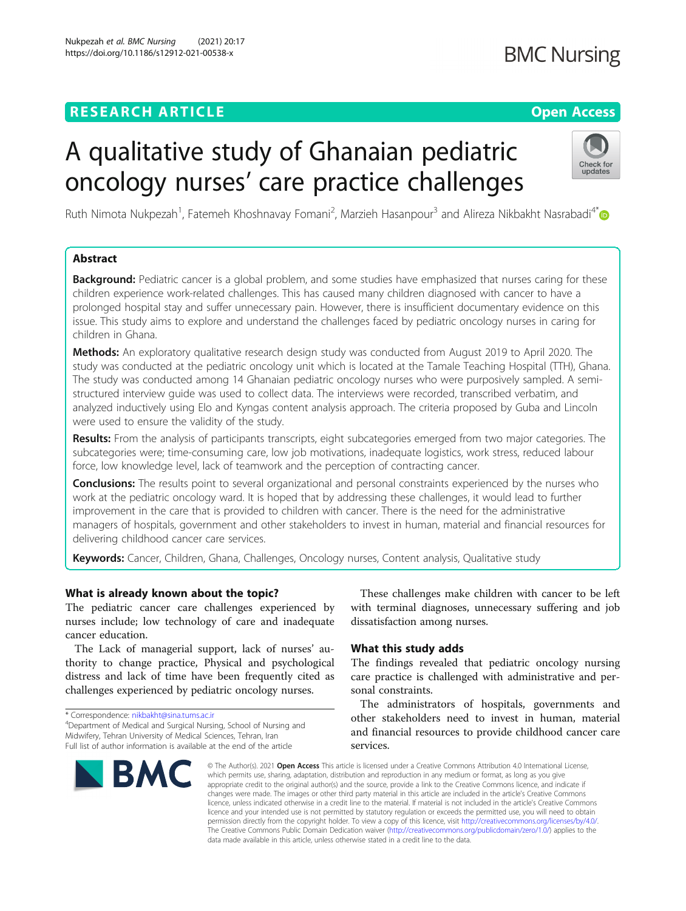# A qualitative study of Ghanaian pediatric oncology nurses' care practice challenges

Ruth Nimota Nukpezah[1], Fatemeh Khoshnavay Fomani[2], Marzieh Hasanpour[3] and Alireza Nikbakht Nasrabadi[4*]

## Abstract

**Background:** Pediatric cancer is a global problem, and some studies have emphasized that nurses caring for these children experience work-related challenges. This has caused many children diagnosed with cancer to have a prolonged hospital stay and suffer unnecessary pain. However, there is insufficient documentary evidence on this issue. This study aims to explore and understand the challenges faced by pediatric oncology nurses in caring for children in Ghana.

**Methods:** An exploratory qualitative research design study was conducted from August 2019 to April 2020. The study was conducted at the pediatric oncology unit which is located at the Tamale Teaching Hospital (TTH), Ghana. The study was conducted among 14 Ghanaian pediatric oncology nurses who were purposively sampled. A semi-structured interview guide was used to collect data. The interviews were recorded, transcribed verbatim, and analyzed inductively using Elo and Kyngas content analysis approach. The criteria proposed by Guba and Lincoln were used to ensure the validity of the study.

**Results:** From the analysis of participants transcripts, eight subcategories emerged from two major categories. The subcategories were; time-consuming care, low job motivations, inadequate logistics, work stress, reduced labour force, low knowledge level, lack of teamwork and the perception of contracting cancer.

**Conclusions:** The results point to several organizational and personal constraints experienced by the nurses who work at the pediatric oncology ward. It is hoped that by addressing these challenges, it would lead to further improvement in the care that is provided to children with cancer. There is the need for the administrative managers of hospitals, government and other stakeholders to invest in human, material and financial resources for delivering childhood cancer care services.

**Keywords:** Cancer, Children, Ghana, Challenges, Oncology nurses, Content analysis, Qualitative study

## What is already known about the topic?

The pediatric cancer care challenges experienced by nurses include; low technology of care and inadequate cancer education.

The Lack of managerial support, lack of nurses' authority to change practice, Physical and psychological distress and lack of time have been frequently cited as challenges experienced by pediatric oncology nurses.

These challenges make children with cancer to be left with terminal diagnoses, unnecessary suffering and job dissatisfaction among nurses.

## What this study adds

The findings revealed that pediatric oncology nursing care practice is challenged with administrative and personal constraints.

The administrators of hospitals, governments and other stakeholders need to invest in human, material and financial resources to provide childhood cancer care services.

\* Correspondence: nikbakht@sina.tums.ac.ir
[4]Department of Medical and Surgical Nursing, School of Nursing and Midwifery, Tehran University of Medical Sciences, Tehran, Iran
Full list of author information is available at the end of the article

© The Author(s). 2021 **Open Access** This article is licensed under a Creative Commons Attribution 4.0 International License, which permits use, sharing, adaptation, distribution and reproduction in any medium or format, as long as you give appropriate credit to the original author(s) and the source, provide a link to the Creative Commons licence, and indicate if changes were made. The images or other third party material in this article are included in the article's Creative Commons licence, unless indicated otherwise in a credit line to the material. If material is not included in the article's Creative Commons licence and your intended use is not permitted by statutory regulation or exceeds the permitted use, you will need to obtain permission directly from the copyright holder. To view a copy of this licence, visit http://creativecommons.org/licenses/by/4.0/. The Creative Commons Public Domain Dedication waiver (http://creativecommons.org/publicdomain/zero/1.0/) applies to the data made available in this article, unless otherwise stated in a credit line to the data.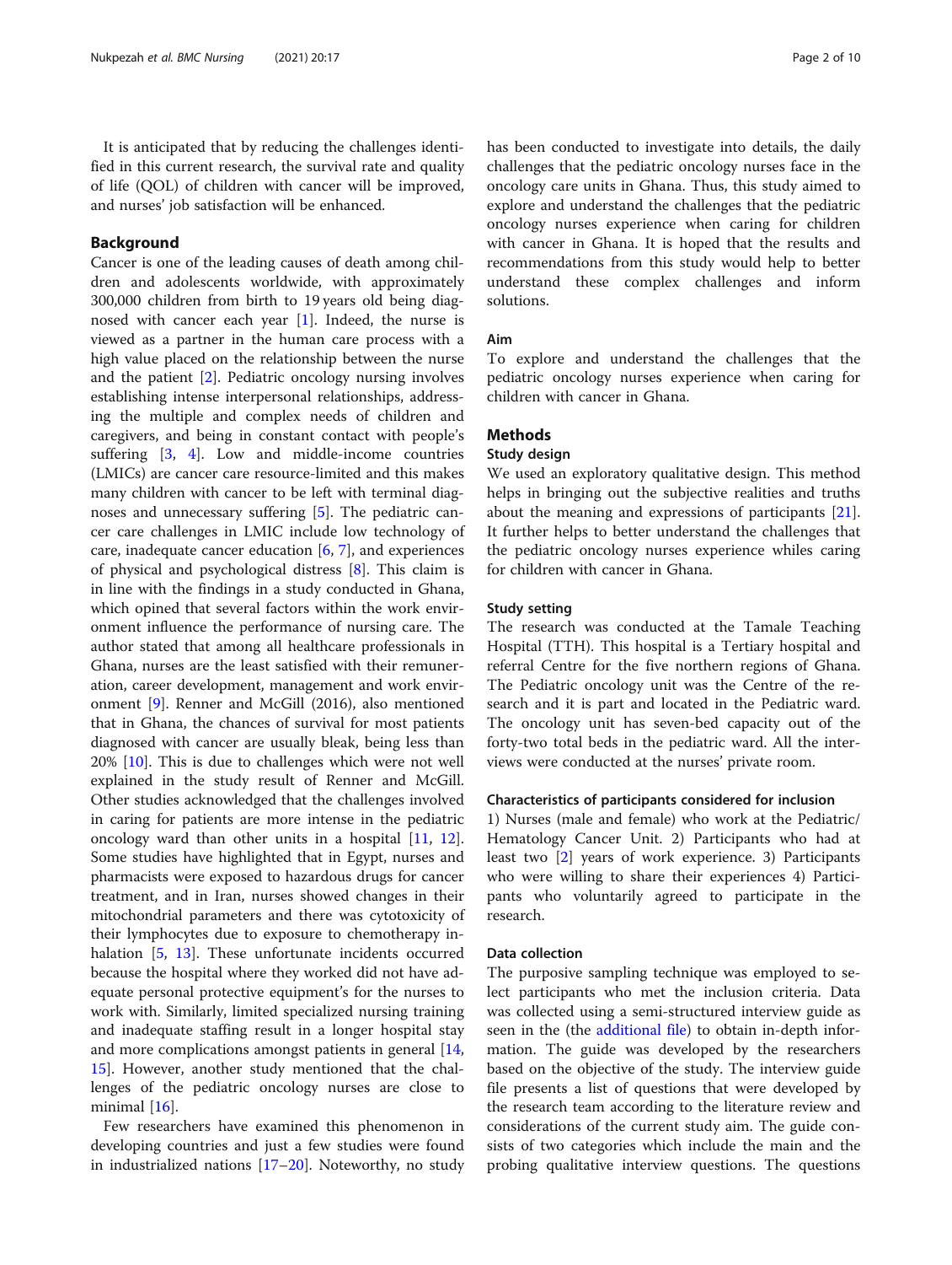It is anticipated that by reducing the challenges identified in this current research, the survival rate and quality of life (QOL) of children with cancer will be improved, and nurses' job satisfaction will be enhanced.

## Background

Cancer is one of the leading causes of death among children and adolescents worldwide, with approximately 300,000 children from birth to 19 years old being diagnosed with cancer each year [1]. Indeed, the nurse is viewed as a partner in the human care process with a high value placed on the relationship between the nurse and the patient [2]. Pediatric oncology nursing involves establishing intense interpersonal relationships, addressing the multiple and complex needs of children and caregivers, and being in constant contact with people's suffering [3, 4]. Low and middle-income countries (LMICs) are cancer care resource-limited and this makes many children with cancer to be left with terminal diagnoses and unnecessary suffering [5]. The pediatric cancer care challenges in LMIC include low technology of care, inadequate cancer education [6, 7], and experiences of physical and psychological distress [8]. This claim is in line with the findings in a study conducted in Ghana, which opined that several factors within the work environment influence the performance of nursing care. The author stated that among all healthcare professionals in Ghana, nurses are the least satisfied with their remuneration, career development, management and work environment [9]. Renner and McGill (2016), also mentioned that in Ghana, the chances of survival for most patients diagnosed with cancer are usually bleak, being less than 20% [10]. This is due to challenges which were not well explained in the study result of Renner and McGill. Other studies acknowledged that the challenges involved in caring for patients are more intense in the pediatric oncology ward than other units in a hospital [11, 12]. Some studies have highlighted that in Egypt, nurses and pharmacists were exposed to hazardous drugs for cancer treatment, and in Iran, nurses showed changes in their mitochondrial parameters and there was cytotoxicity of their lymphocytes due to exposure to chemotherapy inhalation [5, 13]. These unfortunate incidents occurred because the hospital where they worked did not have adequate personal protective equipment's for the nurses to work with. Similarly, limited specialized nursing training and inadequate staffing result in a longer hospital stay and more complications amongst patients in general [14, 15]. However, another study mentioned that the challenges of the pediatric oncology nurses are close to minimal [16].

Few researchers have examined this phenomenon in developing countries and just a few studies were found in industrialized nations [17–20]. Noteworthy, no study has been conducted to investigate into details, the daily challenges that the pediatric oncology nurses face in the oncology care units in Ghana. Thus, this study aimed to explore and understand the challenges that the pediatric oncology nurses experience when caring for children with cancer in Ghana. It is hoped that the results and recommendations from this study would help to better understand these complex challenges and inform solutions.

### Aim

To explore and understand the challenges that the pediatric oncology nurses experience when caring for children with cancer in Ghana.

## Methods

### Study design

We used an exploratory qualitative design. This method helps in bringing out the subjective realities and truths about the meaning and expressions of participants [21]. It further helps to better understand the challenges that the pediatric oncology nurses experience whiles caring for children with cancer in Ghana.

### Study setting

The research was conducted at the Tamale Teaching Hospital (TTH). This hospital is a Tertiary hospital and referral Centre for the five northern regions of Ghana. The Pediatric oncology unit was the Centre of the research and it is part and located in the Pediatric ward. The oncology unit has seven-bed capacity out of the forty-two total beds in the pediatric ward. All the interviews were conducted at the nurses' private room.

### Characteristics of participants considered for inclusion

1) Nurses (male and female) who work at the Pediatric/Hematology Cancer Unit. 2) Participants who had at least two [2] years of work experience. 3) Participants who were willing to share their experiences 4) Participants who voluntarily agreed to participate in the research.

### Data collection

The purposive sampling technique was employed to select participants who met the inclusion criteria. Data was collected using a semi-structured interview guide as seen in the (the additional file) to obtain in-depth information. The guide was developed by the researchers based on the objective of the study. The interview guide file presents a list of questions that were developed by the research team according to the literature review and considerations of the current study aim. The guide consists of two categories which include the main and the probing qualitative interview questions. The questions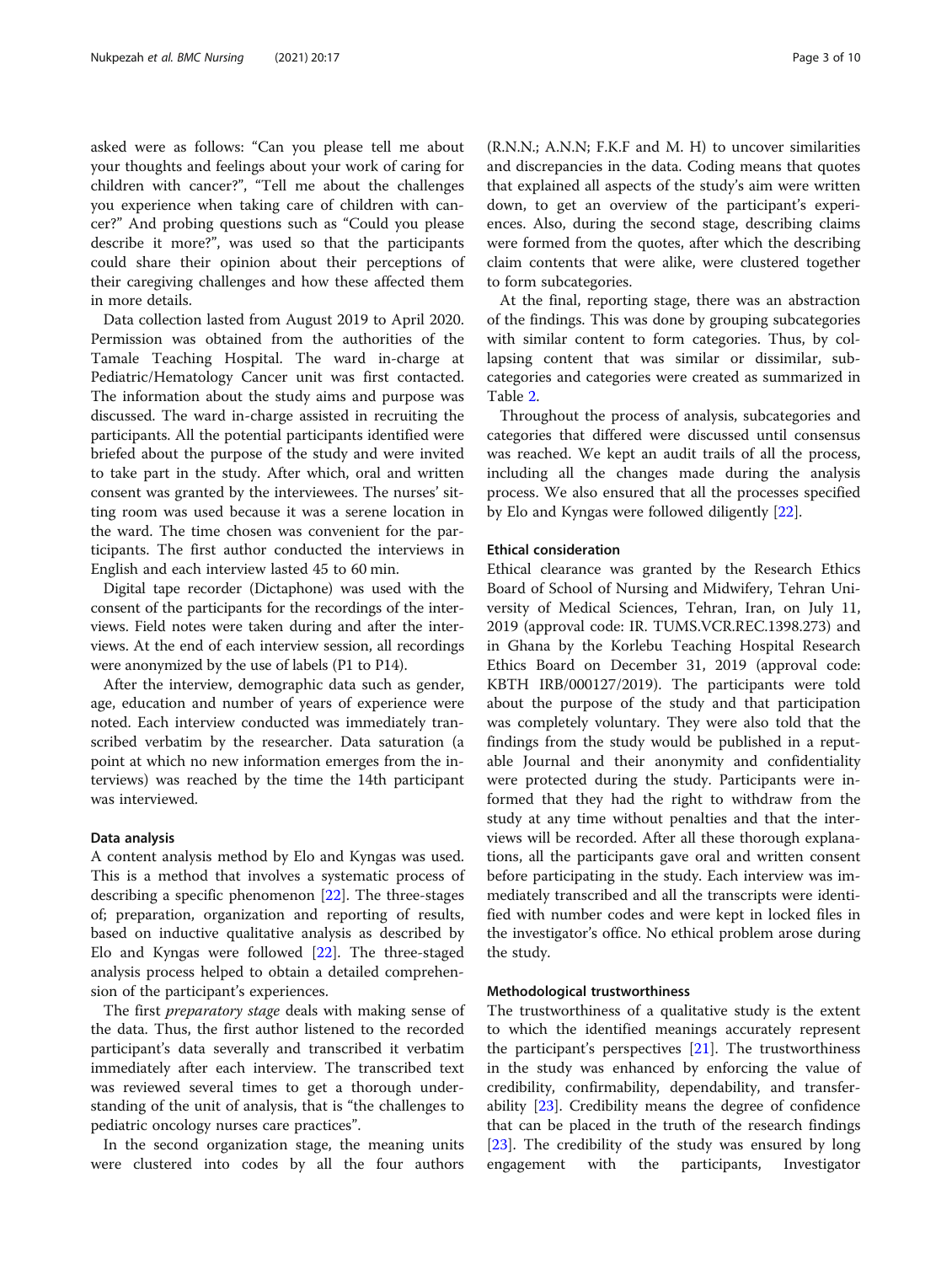asked were as follows: "Can you please tell me about your thoughts and feelings about your work of caring for children with cancer?", "Tell me about the challenges you experience when taking care of children with cancer?" And probing questions such as "Could you please describe it more?", was used so that the participants could share their opinion about their perceptions of their caregiving challenges and how these affected them in more details.

Data collection lasted from August 2019 to April 2020. Permission was obtained from the authorities of the Tamale Teaching Hospital. The ward in-charge at Pediatric/Hematology Cancer unit was first contacted. The information about the study aims and purpose was discussed. The ward in-charge assisted in recruiting the participants. All the potential participants identified were briefed about the purpose of the study and were invited to take part in the study. After which, oral and written consent was granted by the interviewees. The nurses' sitting room was used because it was a serene location in the ward. The time chosen was convenient for the participants. The first author conducted the interviews in English and each interview lasted 45 to 60 min.

Digital tape recorder (Dictaphone) was used with the consent of the participants for the recordings of the interviews. Field notes were taken during and after the interviews. At the end of each interview session, all recordings were anonymized by the use of labels (P1 to P14).

After the interview, demographic data such as gender, age, education and number of years of experience were noted. Each interview conducted was immediately transcribed verbatim by the researcher. Data saturation (a point at which no new information emerges from the interviews) was reached by the time the 14th participant was interviewed.

#### Data analysis

A content analysis method by Elo and Kyngas was used. This is a method that involves a systematic process of describing a specific phenomenon [22]. The three-stages of; preparation, organization and reporting of results, based on inductive qualitative analysis as described by Elo and Kyngas were followed [22]. The three-staged analysis process helped to obtain a detailed comprehension of the participant's experiences.

The first *preparatory stage* deals with making sense of the data. Thus, the first author listened to the recorded participant's data severally and transcribed it verbatim immediately after each interview. The transcribed text was reviewed several times to get a thorough understanding of the unit of analysis, that is "the challenges to pediatric oncology nurses care practices".

In the second organization stage, the meaning units were clustered into codes by all the four authors (R.N.N.; A.N.N; F.K.F and M. H) to uncover similarities and discrepancies in the data. Coding means that quotes that explained all aspects of the study's aim were written down, to get an overview of the participant's experiences. Also, during the second stage, describing claims were formed from the quotes, after which the describing claim contents that were alike, were clustered together to form subcategories.

At the final, reporting stage, there was an abstraction of the findings. This was done by grouping subcategories with similar content to form categories. Thus, by collapsing content that was similar or dissimilar, subcategories and categories were created as summarized in Table 2.

Throughout the process of analysis, subcategories and categories that differed were discussed until consensus was reached. We kept an audit trails of all the process, including all the changes made during the analysis process. We also ensured that all the processes specified by Elo and Kyngas were followed diligently [22].

#### Ethical consideration

Ethical clearance was granted by the Research Ethics Board of School of Nursing and Midwifery, Tehran University of Medical Sciences, Tehran, Iran, on July 11, 2019 (approval code: IR. TUMS.VCR.REC.1398.273) and in Ghana by the Korlebu Teaching Hospital Research Ethics Board on December 31, 2019 (approval code: KBTH IRB/000127/2019). The participants were told about the purpose of the study and that participation was completely voluntary. They were also told that the findings from the study would be published in a reputable Journal and their anonymity and confidentiality were protected during the study. Participants were informed that they had the right to withdraw from the study at any time without penalties and that the interviews will be recorded. After all these thorough explanations, all the participants gave oral and written consent before participating in the study. Each interview was immediately transcribed and all the transcripts were identified with number codes and were kept in locked files in the investigator's office. No ethical problem arose during the study.

#### Methodological trustworthiness

The trustworthiness of a qualitative study is the extent to which the identified meanings accurately represent the participant's perspectives [21]. The trustworthiness in the study was enhanced by enforcing the value of credibility, confirmability, dependability, and transferability [23]. Credibility means the degree of confidence that can be placed in the truth of the research findings [23]. The credibility of the study was ensured by long engagement with the participants, Investigator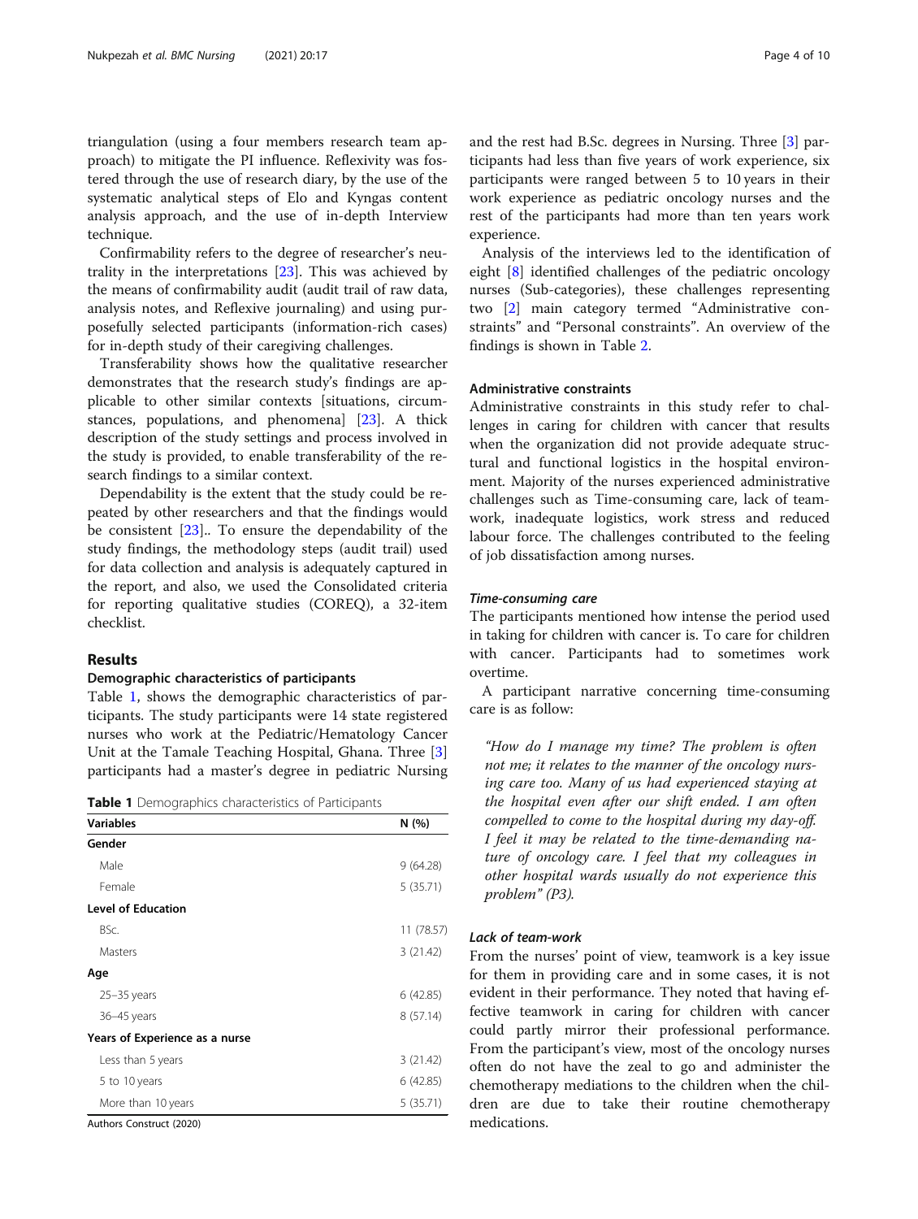triangulation (using a four members research team approach) to mitigate the PI influence. Reflexivity was fostered through the use of research diary, by the use of the systematic analytical steps of Elo and Kyngas content analysis approach, and the use of in-depth Interview technique.

Confirmability refers to the degree of researcher's neutrality in the interpretations [23]. This was achieved by the means of confirmability audit (audit trail of raw data, analysis notes, and Reflexive journaling) and using purposefully selected participants (information-rich cases) for in-depth study of their caregiving challenges.

Transferability shows how the qualitative researcher demonstrates that the research study's findings are applicable to other similar contexts [situations, circumstances, populations, and phenomena] [23]. A thick description of the study settings and process involved in the study is provided, to enable transferability of the research findings to a similar context.

Dependability is the extent that the study could be repeated by other researchers and that the findings would be consistent [23].. To ensure the dependability of the study findings, the methodology steps (audit trail) used for data collection and analysis is adequately captured in the report, and also, we used the Consolidated criteria for reporting qualitative studies (COREQ), a 32-item checklist.

## Results

### Demographic characteristics of participants

Table 1, shows the demographic characteristics of participants. The study participants were 14 state registered nurses who work at the Pediatric/Hematology Cancer Unit at the Tamale Teaching Hospital, Ghana. Three [3] participants had a master's degree in pediatric Nursing and the rest had B.Sc. degrees in Nursing. Three [3] participants had less than five years of work experience, six participants were ranged between 5 to 10 years in their work experience as pediatric oncology nurses and the rest of the participants had more than ten years work experience.

**Table 1** Demographics characteristics of Participants

| Variables | N (%) |
|---|---|
| **Gender** | |
| Male | 9 (64.28) |
| Female | 5 (35.71) |
| **Level of Education** | |
| BSc. | 11 (78.57) |
| Masters | 3 (21.42) |
| **Age** | |
| 25–35 years | 6 (42.85) |
| 36–45 years | 8 (57.14) |
| **Years of Experience as a nurse** | |
| Less than 5 years | 3 (21.42) |
| 5 to 10 years | 6 (42.85) |
| More than 10 years | 5 (35.71) |

Authors Construct (2020)

Analysis of the interviews led to the identification of eight [8] identified challenges of the pediatric oncology nurses (Sub-categories), these challenges representing two [2] main category termed "Administrative constraints" and "Personal constraints". An overview of the findings is shown in Table 2.

### Administrative constraints

Administrative constraints in this study refer to challenges in caring for children with cancer that results when the organization did not provide adequate structural and functional logistics in the hospital environment. Majority of the nurses experienced administrative challenges such as Time-consuming care, lack of teamwork, inadequate logistics, work stress and reduced labour force. The challenges contributed to the feeling of job dissatisfaction among nurses.

#### *Time-consuming care*

The participants mentioned how intense the period used in taking for children with cancer is. To care for children with cancer. Participants had to sometimes work overtime.

A participant narrative concerning time-consuming care is as follow:

> *"How do I manage my time? The problem is often not me; it relates to the manner of the oncology nursing care too. Many of us had experienced staying at the hospital even after our shift ended. I am often compelled to come to the hospital during my day-off. I feel it may be related to the time-demanding nature of oncology care. I feel that my colleagues in other hospital wards usually do not experience this problem" (P3).*

#### *Lack of team-work*

From the nurses' point of view, teamwork is a key issue for them in providing care and in some cases, it is not evident in their performance. They noted that having effective teamwork in caring for children with cancer could partly mirror their professional performance. From the participant's view, most of the oncology nurses often do not have the zeal to go and administer the chemotherapy mediations to the children when the children are due to take their routine chemotherapy medications.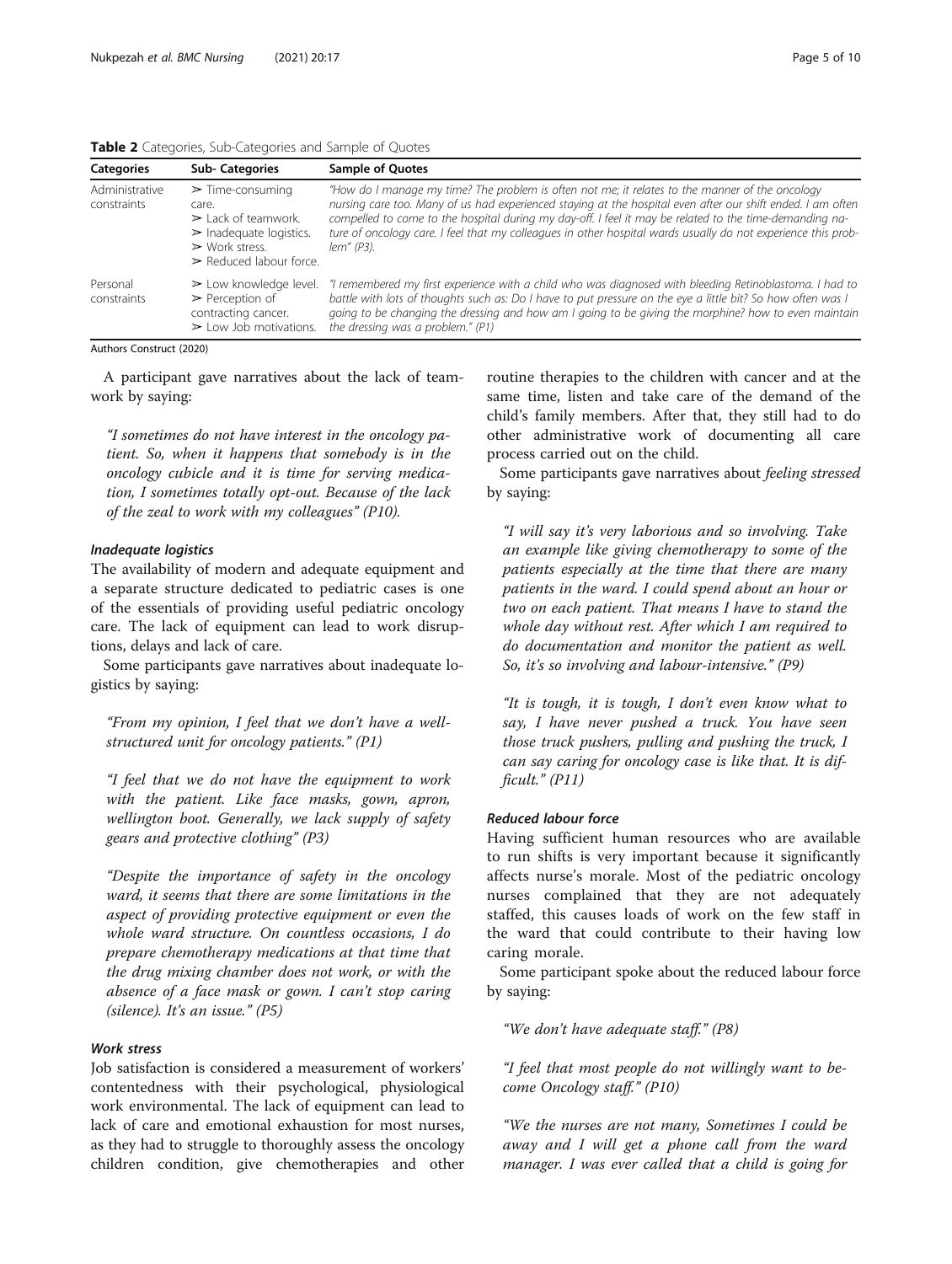**Table 2** Categories, Sub-Categories and Sample of Quotes

| Categories | Sub- Categories | Sample of Quotes |
| --- | --- | --- |
| Administrative constraints | ➢ Time-consuming care. ➢ Lack of teamwork. ➢ Inadequate logistics. ➢ Work stress. ➢ Reduced labour force. | *"How do I manage my time? The problem is often not me; it relates to the manner of the oncology nursing care too. Many of us had experienced staying at the hospital even after our shift ended. I am often compelled to come to the hospital during my day-off. I feel it may be related to the time-demanding nature of oncology care. I feel that my colleagues in other hospital wards usually do not experience this problem" (P3).* |
| Personal constraints | ➢ Low knowledge level. ➢ Perception of contracting cancer. ➢ Low Job motivations. | *"I remembered my first experience with a child who was diagnosed with bleeding Retinoblastoma. I had to battle with lots of thoughts such as: Do I have to put pressure on the eye a little bit? So how often was I going to be changing the dressing and how am I going to be giving the morphine? how to even maintain the dressing was a problem." (P1)* |

Authors Construct (2020)

A participant gave narratives about the lack of teamwork by saying:

*"I sometimes do not have interest in the oncology patient. So, when it happens that somebody is in the oncology cubicle and it is time for serving medication, I sometimes totally opt-out. Because of the lack of the zeal to work with my colleagues" (P10).*

#### *Inadequate logistics*

The availability of modern and adequate equipment and a separate structure dedicated to pediatric cases is one of the essentials of providing useful pediatric oncology care. The lack of equipment can lead to work disruptions, delays and lack of care.

Some participants gave narratives about inadequate logistics by saying:

*"From my opinion, I feel that we don't have a well-structured unit for oncology patients." (P1)*

*"I feel that we do not have the equipment to work with the patient. Like face masks, gown, apron, wellington boot. Generally, we lack supply of safety gears and protective clothing" (P3)*

*"Despite the importance of safety in the oncology ward, it seems that there are some limitations in the aspect of providing protective equipment or even the whole ward structure. On countless occasions, I do prepare chemotherapy medications at that time that the drug mixing chamber does not work, or with the absence of a face mask or gown. I can't stop caring (silence). It's an issue." (P5)*

#### *Work stress*

Job satisfaction is considered a measurement of workers' contentedness with their psychological, physiological work environmental. The lack of equipment can lead to lack of care and emotional exhaustion for most nurses, as they had to struggle to thoroughly assess the oncology children condition, give chemotherapies and other routine therapies to the children with cancer and at the same time, listen and take care of the demand of the child's family members. After that, they still had to do other administrative work of documenting all care process carried out on the child.

Some participants gave narratives about *feeling stressed* by saying:

*"I will say it's very laborious and so involving. Take an example like giving chemotherapy to some of the patients especially at the time that there are many patients in the ward. I could spend about an hour or two on each patient. That means I have to stand the whole day without rest. After which I am required to do documentation and monitor the patient as well. So, it's so involving and labour-intensive." (P9)*

*"It is tough, it is tough, I don't even know what to say, I have never pushed a truck. You have seen those truck pushers, pulling and pushing the truck, I can say caring for oncology case is like that. It is difficult." (P11)*

#### *Reduced labour force*

Having sufficient human resources who are available to run shifts is very important because it significantly affects nurse's morale. Most of the pediatric oncology nurses complained that they are not adequately staffed, this causes loads of work on the few staff in the ward that could contribute to their having low caring morale.

Some participant spoke about the reduced labour force by saying:

*"We don't have adequate staff." (P8)*

*"I feel that most people do not willingly want to become Oncology staff." (P10)*

*"We the nurses are not many, Sometimes I could be away and I will get a phone call from the ward manager. I was ever called that a child is going for*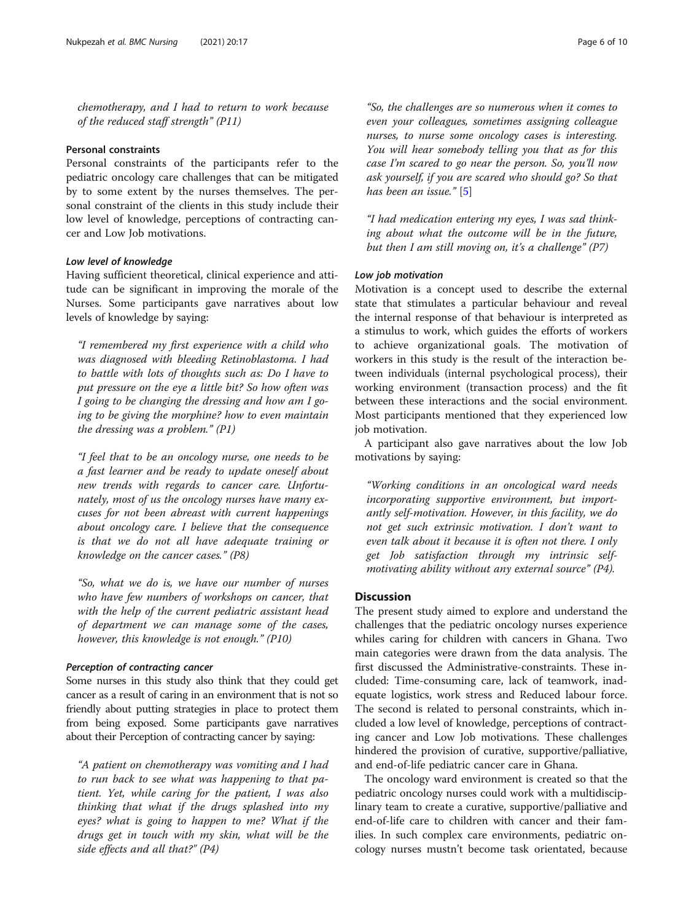*chemotherapy, and I had to return to work because of the reduced staff strength" (P11)*

### Personal constraints

Personal constraints of the participants refer to the pediatric oncology care challenges that can be mitigated by to some extent by the nurses themselves. The personal constraint of the clients in this study include their low level of knowledge, perceptions of contracting cancer and Low Job motivations.

#### Low level of knowledge

Having sufficient theoretical, clinical experience and attitude can be significant in improving the morale of the Nurses. Some participants gave narratives about low levels of knowledge by saying:

> *"I remembered my first experience with a child who was diagnosed with bleeding Retinoblastoma. I had to battle with lots of thoughts such as: Do I have to put pressure on the eye a little bit? So how often was I going to be changing the dressing and how am I going to be giving the morphine? how to even maintain the dressing was a problem." (P1)*

> *"I feel that to be an oncology nurse, one needs to be a fast learner and be ready to update oneself about new trends with regards to cancer care. Unfortunately, most of us the oncology nurses have many excuses for not been abreast with current happenings about oncology care. I believe that the consequence is that we do not all have adequate training or knowledge on the cancer cases." (P8)*

> *"So, what we do is, we have our number of nurses who have few numbers of workshops on cancer, that with the help of the current pediatric assistant head of department we can manage some of the cases, however, this knowledge is not enough." (P10)*

#### Perception of contracting cancer

Some nurses in this study also think that they could get cancer as a result of caring in an environment that is not so friendly about putting strategies in place to protect them from being exposed. Some participants gave narratives about their Perception of contracting cancer by saying:

> *"A patient on chemotherapy was vomiting and I had to run back to see what was happening to that patient. Yet, while caring for the patient, I was also thinking that what if the drugs splashed into my eyes? what is going to happen to me? What if the drugs get in touch with my skin, what will be the side effects and all that?" (P4)*

> *"So, the challenges are so numerous when it comes to even your colleagues, sometimes assigning colleague nurses, to nurse some oncology cases is interesting. You will hear somebody telling you that as for this case I'm scared to go near the person. So, you'll now ask yourself, if you are scared who should go? So that has been an issue."* [5]

> *"I had medication entering my eyes, I was sad thinking about what the outcome will be in the future, but then I am still moving on, it's a challenge" (P7)*

#### Low job motivation

Motivation is a concept used to describe the external state that stimulates a particular behaviour and reveal the internal response of that behaviour is interpreted as a stimulus to work, which guides the efforts of workers to achieve organizational goals. The motivation of workers in this study is the result of the interaction between individuals (internal psychological process), their working environment (transaction process) and the fit between these interactions and the social environment. Most participants mentioned that they experienced low job motivation.

A participant also gave narratives about the low Job motivations by saying:

> *"Working conditions in an oncological ward needs incorporating supportive environment, but importantly self-motivation. However, in this facility, we do not get such extrinsic motivation. I don't want to even talk about it because it is often not there. I only get Job satisfaction through my intrinsic self-motivating ability without any external source" (P4).*

## Discussion

The present study aimed to explore and understand the challenges that the pediatric oncology nurses experience whiles caring for children with cancers in Ghana. Two main categories were drawn from the data analysis. The first discussed the Administrative-constraints. These included: Time-consuming care, lack of teamwork, inadequate logistics, work stress and Reduced labour force. The second is related to personal constraints, which included a low level of knowledge, perceptions of contracting cancer and Low Job motivations. These challenges hindered the provision of curative, supportive/palliative, and end-of-life pediatric cancer care in Ghana.

The oncology ward environment is created so that the pediatric oncology nurses could work with a multidisciplinary team to create a curative, supportive/palliative and end-of-life care to children with cancer and their families. In such complex care environments, pediatric oncology nurses mustn't become task orientated, because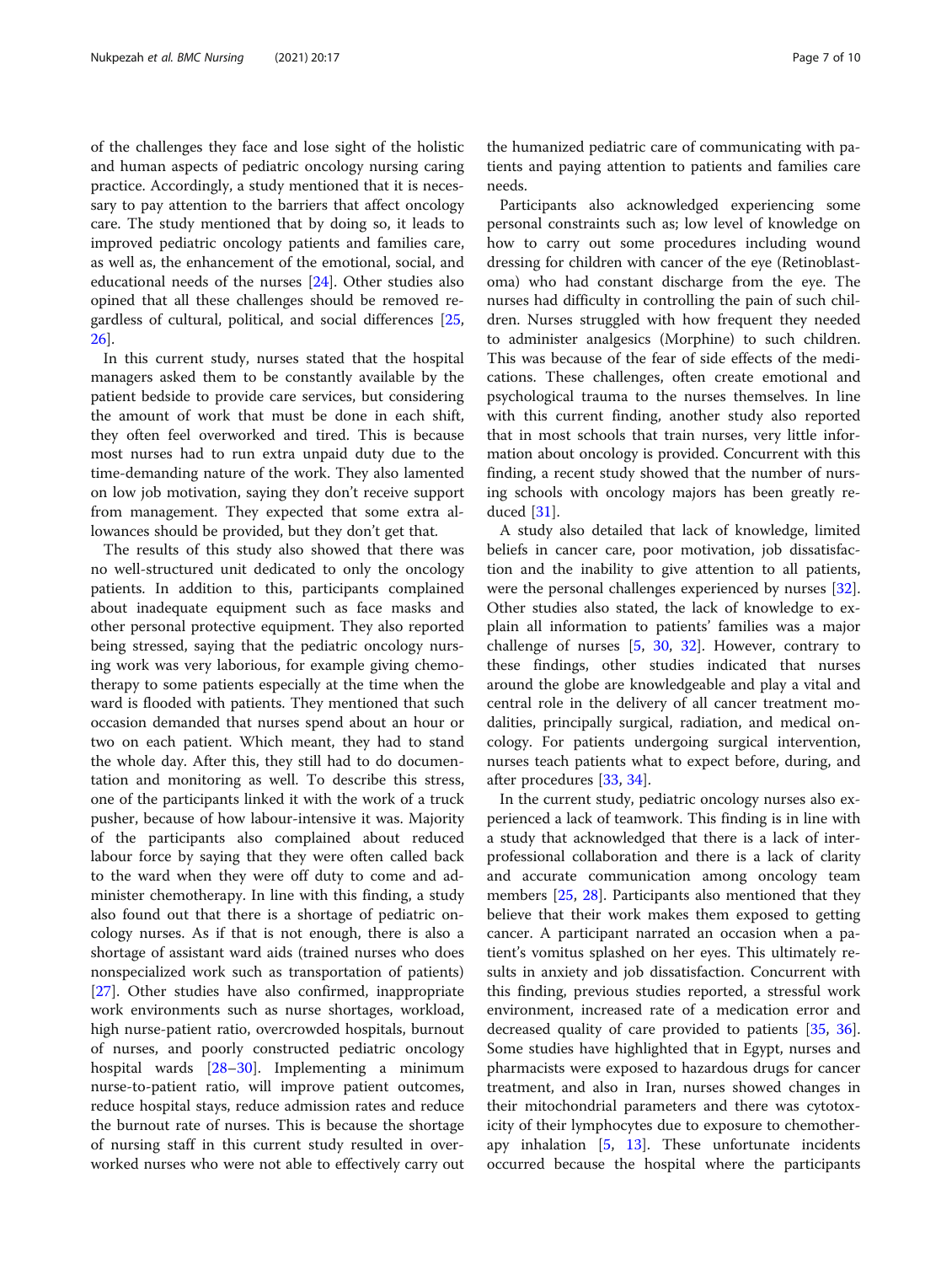of the challenges they face and lose sight of the holistic and human aspects of pediatric oncology nursing caring practice. Accordingly, a study mentioned that it is necessary to pay attention to the barriers that affect oncology care. The study mentioned that by doing so, it leads to improved pediatric oncology patients and families care, as well as, the enhancement of the emotional, social, and educational needs of the nurses [24]. Other studies also opined that all these challenges should be removed regardless of cultural, political, and social differences [25, 26].

In this current study, nurses stated that the hospital managers asked them to be constantly available by the patient bedside to provide care services, but considering the amount of work that must be done in each shift, they often feel overworked and tired. This is because most nurses had to run extra unpaid duty due to the time-demanding nature of the work. They also lamented on low job motivation, saying they don't receive support from management. They expected that some extra allowances should be provided, but they don't get that.

The results of this study also showed that there was no well-structured unit dedicated to only the oncology patients. In addition to this, participants complained about inadequate equipment such as face masks and other personal protective equipment. They also reported being stressed, saying that the pediatric oncology nursing work was very laborious, for example giving chemotherapy to some patients especially at the time when the ward is flooded with patients. They mentioned that such occasion demanded that nurses spend about an hour or two on each patient. Which meant, they had to stand the whole day. After this, they still had to do documentation and monitoring as well. To describe this stress, one of the participants linked it with the work of a truck pusher, because of how labour-intensive it was. Majority of the participants also complained about reduced labour force by saying that they were often called back to the ward when they were off duty to come and administer chemotherapy. In line with this finding, a study also found out that there is a shortage of pediatric oncology nurses. As if that is not enough, there is also a shortage of assistant ward aids (trained nurses who does nonspecialized work such as transportation of patients) [27]. Other studies have also confirmed, inappropriate work environments such as nurse shortages, workload, high nurse-patient ratio, overcrowded hospitals, burnout of nurses, and poorly constructed pediatric oncology hospital wards [28–30]. Implementing a minimum nurse-to-patient ratio, will improve patient outcomes, reduce hospital stays, reduce admission rates and reduce the burnout rate of nurses. This is because the shortage of nursing staff in this current study resulted in overworked nurses who were not able to effectively carry out the humanized pediatric care of communicating with patients and paying attention to patients and families care needs.

Participants also acknowledged experiencing some personal constraints such as; low level of knowledge on how to carry out some procedures including wound dressing for children with cancer of the eye (Retinoblastoma) who had constant discharge from the eye. The nurses had difficulty in controlling the pain of such children. Nurses struggled with how frequent they needed to administer analgesics (Morphine) to such children. This was because of the fear of side effects of the medications. These challenges, often create emotional and psychological trauma to the nurses themselves. In line with this current finding, another study also reported that in most schools that train nurses, very little information about oncology is provided. Concurrent with this finding, a recent study showed that the number of nursing schools with oncology majors has been greatly reduced [31].

A study also detailed that lack of knowledge, limited beliefs in cancer care, poor motivation, job dissatisfaction and the inability to give attention to all patients, were the personal challenges experienced by nurses [32]. Other studies also stated, the lack of knowledge to explain all information to patients' families was a major challenge of nurses [5, 30, 32]. However, contrary to these findings, other studies indicated that nurses around the globe are knowledgeable and play a vital and central role in the delivery of all cancer treatment modalities, principally surgical, radiation, and medical oncology. For patients undergoing surgical intervention, nurses teach patients what to expect before, during, and after procedures [33, 34].

In the current study, pediatric oncology nurses also experienced a lack of teamwork. This finding is in line with a study that acknowledged that there is a lack of interprofessional collaboration and there is a lack of clarity and accurate communication among oncology team members [25, 28]. Participants also mentioned that they believe that their work makes them exposed to getting cancer. A participant narrated an occasion when a patient's vomitus splashed on her eyes. This ultimately results in anxiety and job dissatisfaction. Concurrent with this finding, previous studies reported, a stressful work environment, increased rate of a medication error and decreased quality of care provided to patients [35, 36]. Some studies have highlighted that in Egypt, nurses and pharmacists were exposed to hazardous drugs for cancer treatment, and also in Iran, nurses showed changes in their mitochondrial parameters and there was cytotoxicity of their lymphocytes due to exposure to chemotherapy inhalation [5, 13]. These unfortunate incidents occurred because the hospital where the participants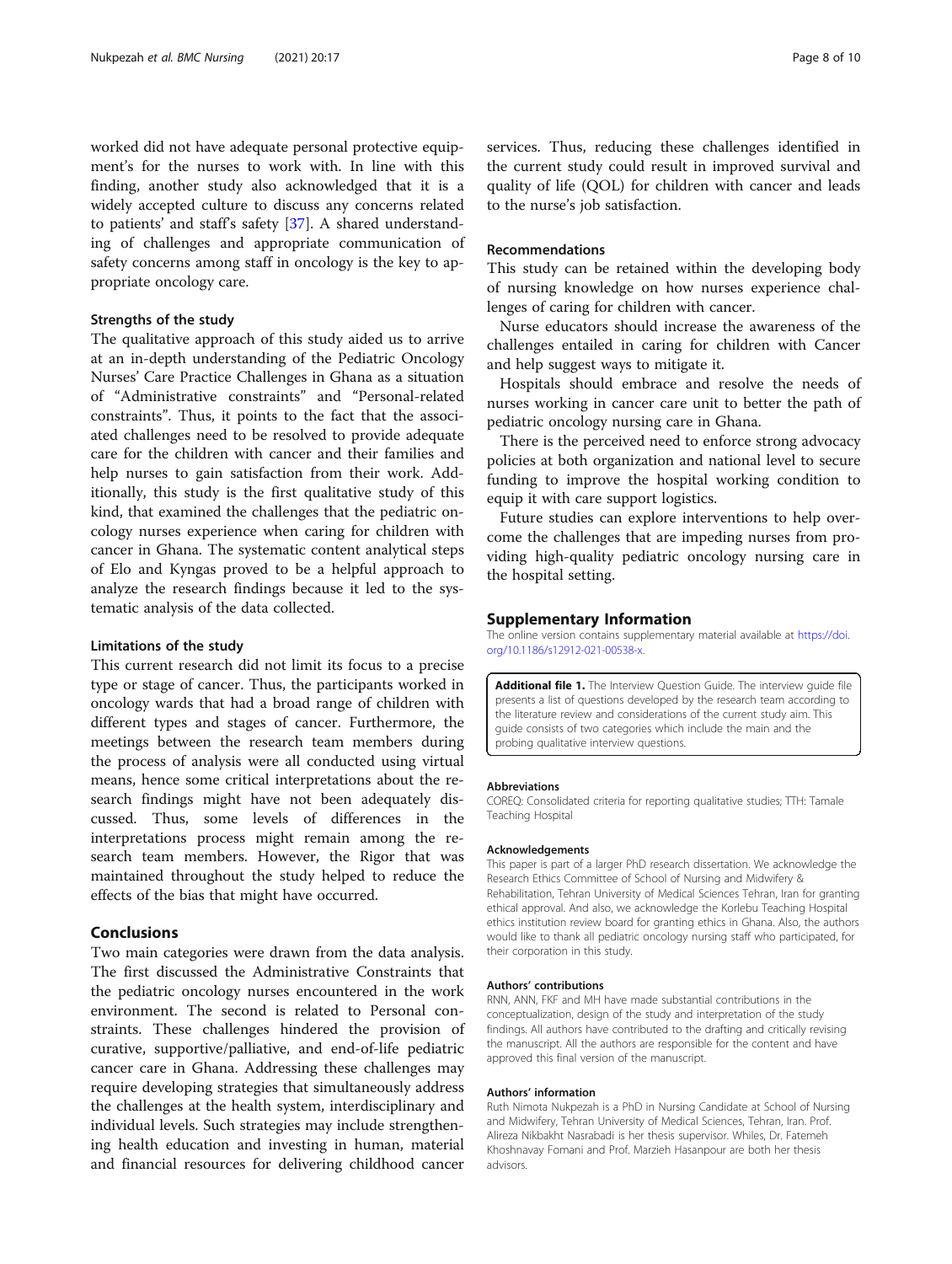worked did not have adequate personal protective equipment's for the nurses to work with. In line with this finding, another study also acknowledged that it is a widely accepted culture to discuss any concerns related to patients' and staff's safety [37]. A shared understanding of challenges and appropriate communication of safety concerns among staff in oncology is the key to appropriate oncology care.

### Strengths of the study

The qualitative approach of this study aided us to arrive at an in-depth understanding of the Pediatric Oncology Nurses' Care Practice Challenges in Ghana as a situation of "Administrative constraints" and "Personal-related constraints". Thus, it points to the fact that the associated challenges need to be resolved to provide adequate care for the children with cancer and their families and help nurses to gain satisfaction from their work. Additionally, this study is the first qualitative study of this kind, that examined the challenges that the pediatric oncology nurses experience when caring for children with cancer in Ghana. The systematic content analytical steps of Elo and Kyngas proved to be a helpful approach to analyze the research findings because it led to the systematic analysis of the data collected.

### Limitations of the study

This current research did not limit its focus to a precise type or stage of cancer. Thus, the participants worked in oncology wards that had a broad range of children with different types and stages of cancer. Furthermore, the meetings between the research team members during the process of analysis were all conducted using virtual means, hence some critical interpretations about the research findings might have not been adequately discussed. Thus, some levels of differences in the interpretations process might remain among the research team members. However, the Rigor that was maintained throughout the study helped to reduce the effects of the bias that might have occurred.

## Conclusions

Two main categories were drawn from the data analysis. The first discussed the Administrative Constraints that the pediatric oncology nurses encountered in the work environment. The second is related to Personal constraints. These challenges hindered the provision of curative, supportive/palliative, and end-of-life pediatric cancer care in Ghana. Addressing these challenges may require developing strategies that simultaneously address the challenges at the health system, interdisciplinary and individual levels. Such strategies may include strengthening health education and investing in human, material and financial resources for delivering childhood cancer services. Thus, reducing these challenges identified in the current study could result in improved survival and quality of life (QOL) for children with cancer and leads to the nurse's job satisfaction.

### Recommendations

This study can be retained within the developing body of nursing knowledge on how nurses experience challenges of caring for children with cancer.

Nurse educators should increase the awareness of the challenges entailed in caring for children with Cancer and help suggest ways to mitigate it.

Hospitals should embrace and resolve the needs of nurses working in cancer care unit to better the path of pediatric oncology nursing care in Ghana.

There is the perceived need to enforce strong advocacy policies at both organization and national level to secure funding to improve the hospital working condition to equip it with care support logistics.

Future studies can explore interventions to help overcome the challenges that are impeding nurses from providing high-quality pediatric oncology nursing care in the hospital setting.

## Supplementary Information

The online version contains supplementary material available at https://doi.org/10.1186/s12912-021-00538-x.

**Additional file 1.** The Interview Question Guide. The interview guide file presents a list of questions developed by the research team according to the literature review and considerations of the current study aim. This guide consists of two categories which include the main and the probing qualitative interview questions.

#### Abbreviations

COREQ: Consolidated criteria for reporting qualitative studies; TTH: Tamale Teaching Hospital

#### Acknowledgements

This paper is part of a larger PhD research dissertation. We acknowledge the Research Ethics Committee of School of Nursing and Midwifery & Rehabilitation, Tehran University of Medical Sciences Tehran, Iran for granting ethical approval. And also, we acknowledge the Korlebu Teaching Hospital ethics institution review board for granting ethics in Ghana. Also, the authors would like to thank all pediatric oncology nursing staff who participated, for their corporation in this study.

#### Authors' contributions

RNN, ANN, FKF and MH have made substantial contributions in the conceptualization, design of the study and interpretation of the study findings. All authors have contributed to the drafting and critically revising the manuscript. All the authors are responsible for the content and have approved this final version of the manuscript.

#### Authors' information

Ruth Nimota Nukpezah is a PhD in Nursing Candidate at School of Nursing and Midwifery, Tehran University of Medical Sciences, Tehran, Iran. Prof. Alireza Nikbakht Nasrabadi is her thesis supervisor. Whiles, Dr. Fatemeh Khoshnavay Fomani and Prof. Marzieh Hasanpour are both her thesis advisors.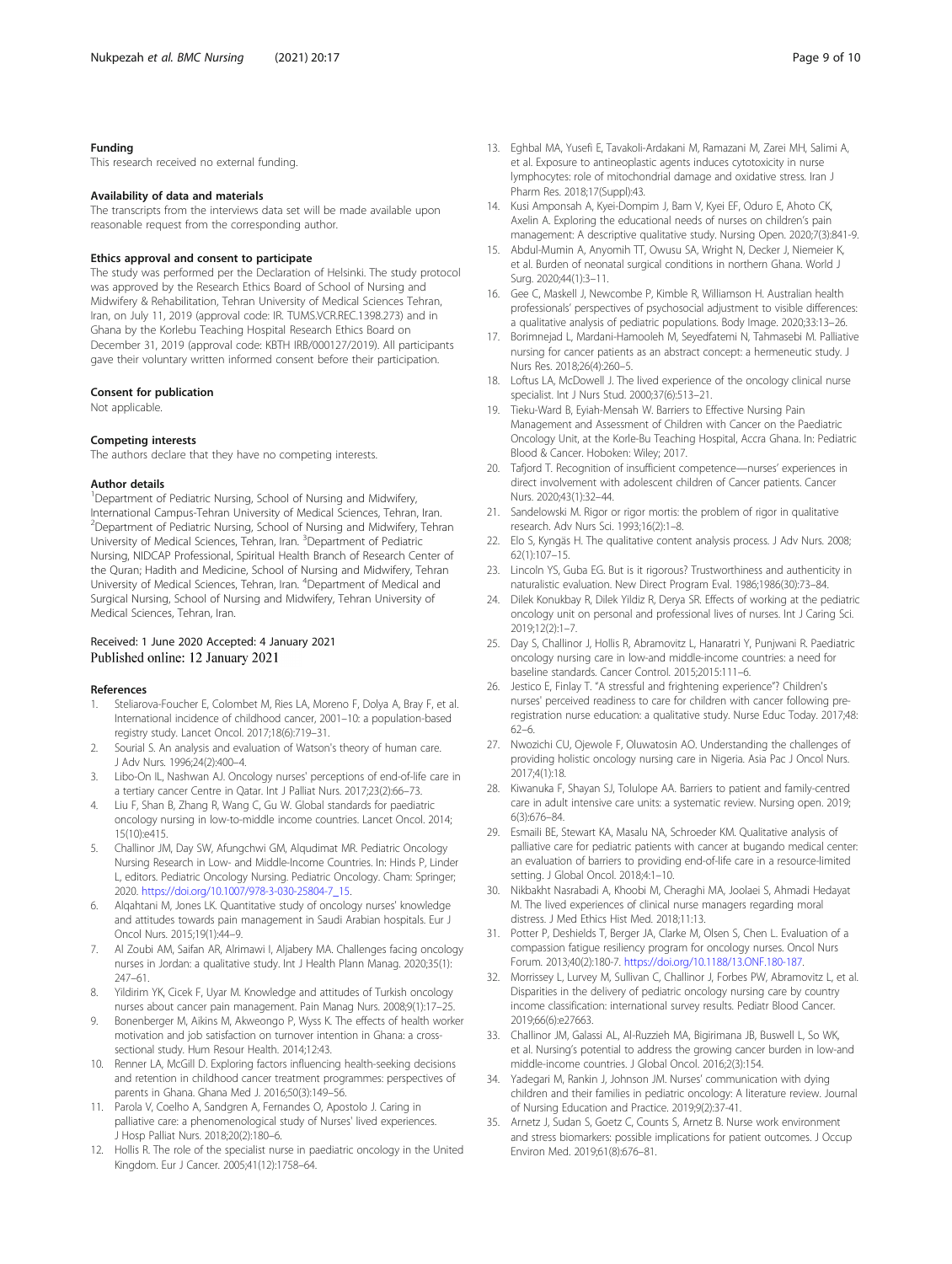#### Funding

This research received no external funding.

#### Availability of data and materials

The transcripts from the interviews data set will be made available upon reasonable request from the corresponding author.

#### Ethics approval and consent to participate

The study was performed per the Declaration of Helsinki. The study protocol was approved by the Research Ethics Board of School of Nursing and Midwifery & Rehabilitation, Tehran University of Medical Sciences Tehran, Iran, on July 11, 2019 (approval code: IR. TUMS.VCR.REC.1398.273) and in Ghana by the Korlebu Teaching Hospital Research Ethics Board on December 31, 2019 (approval code: KBTH IRB/000127/2019). All participants gave their voluntary written informed consent before their participation.

#### Consent for publication

Not applicable.

#### Competing interests

The authors declare that they have no competing interests.

#### Author details

[1]Department of Pediatric Nursing, School of Nursing and Midwifery, International Campus-Tehran University of Medical Sciences, Tehran, Iran. [2]Department of Pediatric Nursing, School of Nursing and Midwifery, Tehran University of Medical Sciences, Tehran, Iran. [3]Department of Pediatric Nursing, NIDCAP Professional, Spiritual Health Branch of Research Center of the Quran; Hadith and Medicine, School of Nursing and Midwifery, Tehran University of Medical Sciences, Tehran, Iran. [4]Department of Medical and Surgical Nursing, School of Nursing and Midwifery, Tehran University of Medical Sciences, Tehran, Iran.

Received: 1 June 2020 Accepted: 4 January 2021
Published online: 12 January 2021

#### References

1. Steliarova-Foucher E, Colombet M, Ries LA, Moreno F, Dolya A, Bray F, et al. International incidence of childhood cancer, 2001–10: a population-based registry study. Lancet Oncol. 2017;18(6):719–31.
2. Sourial S. An analysis and evaluation of Watson's theory of human care. J Adv Nurs. 1996;24(2):400–4.
3. Libo-On IL, Nashwan AJ. Oncology nurses' perceptions of end-of-life care in a tertiary cancer Centre in Qatar. Int J Palliat Nurs. 2017;23(2):66–73.
4. Liu F, Shan B, Zhang R, Wang C, Gu W. Global standards for paediatric oncology nursing in low-to-middle income countries. Lancet Oncol. 2014; 15(10):e415.
5. Challinor JM, Day SW, Afungchwi GM, Alqudimat MR. Pediatric Oncology Nursing Research in Low- and Middle-Income Countries. In: Hinds P, Linder L, editors. Pediatric Oncology Nursing. Pediatric Oncology. Cham: Springer; 2020. https://doi.org/10.1007/978-3-030-25804-7_15.
6. Alqahtani M, Jones LK. Quantitative study of oncology nurses' knowledge and attitudes towards pain management in Saudi Arabian hospitals. Eur J Oncol Nurs. 2015;19(1):44–9.
7. Al Zoubi AM, Saifan AR, Alrimawi I, Aljabery MA. Challenges facing oncology nurses in Jordan: a qualitative study. Int J Health Plann Manag. 2020;35(1): 247–61.
8. Yildirim YK, Cicek F, Uyar M. Knowledge and attitudes of Turkish oncology nurses about cancer pain management. Pain Manag Nurs. 2008;9(1):17–25.
9. Bonenberger M, Aikins M, Akweongo P, Wyss K. The effects of health worker motivation and job satisfaction on turnover intention in Ghana: a cross-sectional study. Hum Resour Health. 2014;12:43.
10. Renner LA, McGill D. Exploring factors influencing health-seeking decisions and retention in childhood cancer treatment programmes: perspectives of parents in Ghana. Ghana Med J. 2016;50(3):149–56.
11. Parola V, Coelho A, Sandgren A, Fernandes O, Apostolo J. Caring in palliative care: a phenomenological study of Nurses' lived experiences. J Hosp Palliat Nurs. 2018;20(2):180–6.
12. Hollis R. The role of the specialist nurse in paediatric oncology in the United Kingdom. Eur J Cancer. 2005;41(12):1758–64.
13. Eghbal MA, Yusefi E, Tavakoli-Ardakani M, Ramazani M, Zarei MH, Salimi A, et al. Exposure to antineoplastic agents induces cytotoxicity in nurse lymphocytes: role of mitochondrial damage and oxidative stress. Iran J Pharm Res. 2018;17(Suppl):43.
14. Kusi Amponsah A, Kyei-Dompim J, Bam V, Kyei EF, Oduro E, Ahoto CK, Axelin A. Exploring the educational needs of nurses on children's pain management: A descriptive qualitative study. Nursing Open. 2020;7(3):841-9.
15. Abdul-Mumin A, Anyomih TT, Owusu SA, Wright N, Decker J, Niemeier K, et al. Burden of neonatal surgical conditions in northern Ghana. World J Surg. 2020;44(1):3–11.
16. Gee C, Maskell J, Newcombe P, Kimble R, Williamson H. Australian health professionals' perspectives of psychosocial adjustment to visible differences: a qualitative analysis of pediatric populations. Body Image. 2020;33:13–26.
17. Borimnejad L, Mardani-Hamooleh M, Seyedfatemi N, Tahmasebi M. Palliative nursing for cancer patients as an abstract concept: a hermeneutic study. J Nurs Res. 2018;26(4):260–5.
18. Loftus LA, McDowell J. The lived experience of the oncology clinical nurse specialist. Int J Nurs Stud. 2000;37(6):513–21.
19. Tieku-Ward B, Eyiah-Mensah W. Barriers to Effective Nursing Pain Management and Assessment of Children with Cancer on the Paediatric Oncology Unit, at the Korle-Bu Teaching Hospital, Accra Ghana. In: Pediatric Blood & Cancer. Hoboken: Wiley; 2017.
20. Tafjord T. Recognition of insufficient competence—nurses' experiences in direct involvement with adolescent children of Cancer patients. Cancer Nurs. 2020;43(1):32–44.
21. Sandelowski M. Rigor or rigor mortis: the problem of rigor in qualitative research. Adv Nurs Sci. 1993;16(2):1–8.
22. Elo S, Kyngäs H. The qualitative content analysis process. J Adv Nurs. 2008; 62(1):107–15.
23. Lincoln YS, Guba EG. But is it rigorous? Trustworthiness and authenticity in naturalistic evaluation. New Direct Program Eval. 1986;1986(30):73–84.
24. Dilek Konukbay R, Dilek Yildiz R, Derya SR. Effects of working at the pediatric oncology unit on personal and professional lives of nurses. Int J Caring Sci. 2019;12(2):1–7.
25. Day S, Challinor J, Hollis R, Abramovitz L, Hanaratri Y, Punjwani R. Paediatric oncology nursing care in low-and middle-income countries: a need for baseline standards. Cancer Control. 2015;2015:111–6.
26. Jestico E, Finlay T. "A stressful and frightening experience"? Children's nurses' perceived readiness to care for children with cancer following pre-registration nurse education: a qualitative study. Nurse Educ Today. 2017;48: 62–6.
27. Nwozichi CU, Ojewole F, Oluwatosin AO. Understanding the challenges of providing holistic oncology nursing care in Nigeria. Asia Pac J Oncol Nurs. 2017;4(1):18.
28. Kiwanuka F, Shayan SJ, Tolulope AA. Barriers to patient and family-centred care in adult intensive care units: a systematic review. Nursing open. 2019; 6(3):676–84.
29. Esmaili BE, Stewart KA, Masalu NA, Schroeder KM. Qualitative analysis of palliative care for pediatric patients with cancer at bugando medical center: an evaluation of barriers to providing end-of-life care in a resource-limited setting. J Global Oncol. 2018;4:1–10.
30. Nikbakht Nasrabadi A, Khoobi M, Cheraghi MA, Joolaei S, Ahmadi Hedayat M. The lived experiences of clinical nurse managers regarding moral distress. J Med Ethics Hist Med. 2018;11:13.
31. Potter P, Deshields T, Berger JA, Clarke M, Olsen S, Chen L. Evaluation of a compassion fatigue resiliency program for oncology nurses. Oncol Nurs Forum. 2013;40(2):180-7. https://doi.org/10.1188/13.ONF.180-187.
32. Morrissey L, Lurvey M, Sullivan C, Challinor J, Forbes PW, Abramovitz L, et al. Disparities in the delivery of pediatric oncology nursing care by country income classification: international survey results. Pediatr Blood Cancer. 2019;66(6):e27663.
33. Challinor JM, Galassi AL, Al-Ruzzieh MA, Bigirimana JB, Buswell L, So WK, et al. Nursing's potential to address the growing cancer burden in low-and middle-income countries. J Global Oncol. 2016;2(3):154.
34. Yadegari M, Rankin J, Johnson JM. Nurses' communication with dying children and their families in pediatric oncology: A literature review. Journal of Nursing Education and Practice. 2019;9(2):37-41.
35. Arnetz J, Sudan S, Goetz C, Counts S, Arnetz B. Nurse work environment and stress biomarkers: possible implications for patient outcomes. J Occup Environ Med. 2019;61(8):676–81.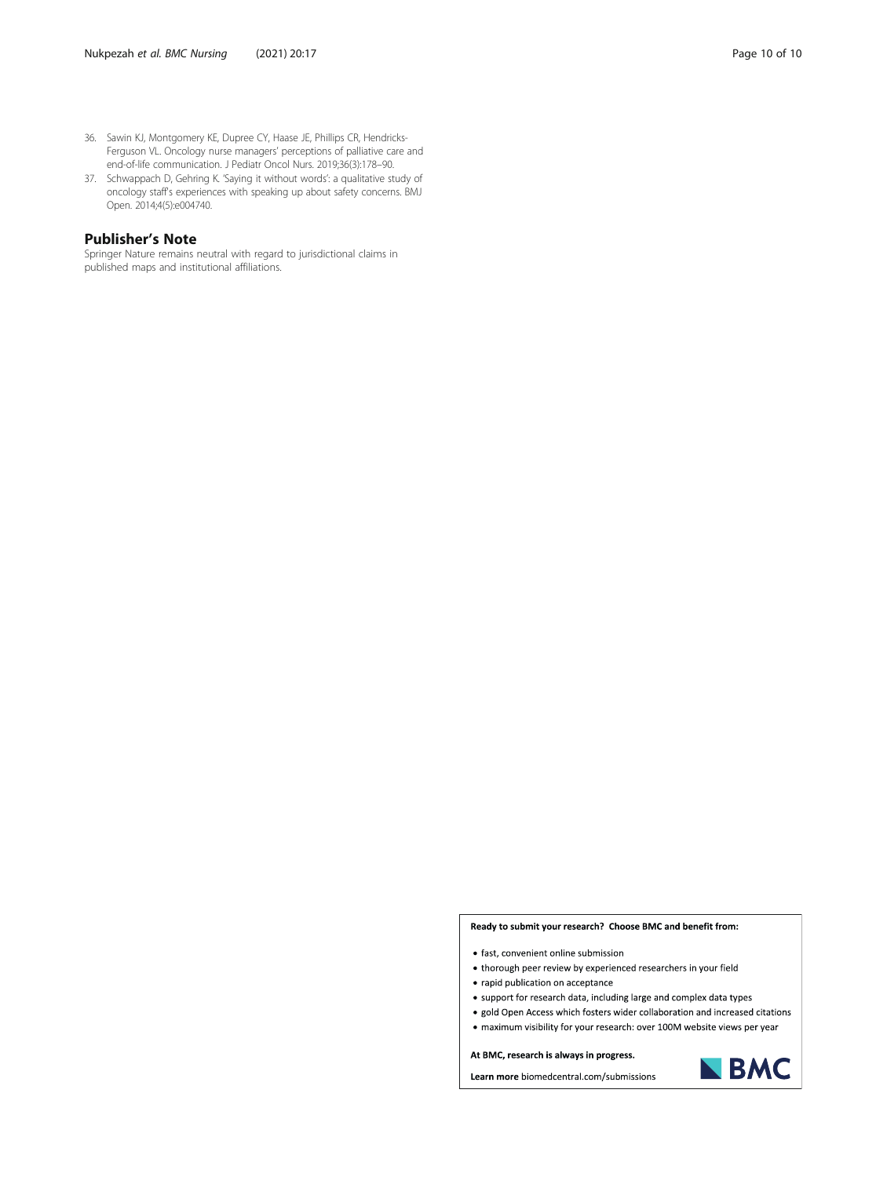36. Sawin KJ, Montgomery KE, Dupree CY, Haase JE, Phillips CR, Hendricks-Ferguson VL. Oncology nurse managers' perceptions of palliative care and end-of-life communication. J Pediatr Oncol Nurs. 2019;36(3):178–90.
37. Schwappach D, Gehring K. 'Saying it without words': a qualitative study of oncology staff's experiences with speaking up about safety concerns. BMJ Open. 2014;4(5):e004740.

## Publisher's Note

Springer Nature remains neutral with regard to jurisdictional claims in published maps and institutional affiliations.

**Ready to submit your research? Choose BMC and benefit from:**

- fast, convenient online submission
- thorough peer review by experienced researchers in your field
- rapid publication on acceptance
- support for research data, including large and complex data types
- gold Open Access which fosters wider collaboration and increased citations
- maximum visibility for your research: over 100M website views per year

**At BMC, research is always in progress.**

**Learn more** biomedcentral.com/submissions

BMC